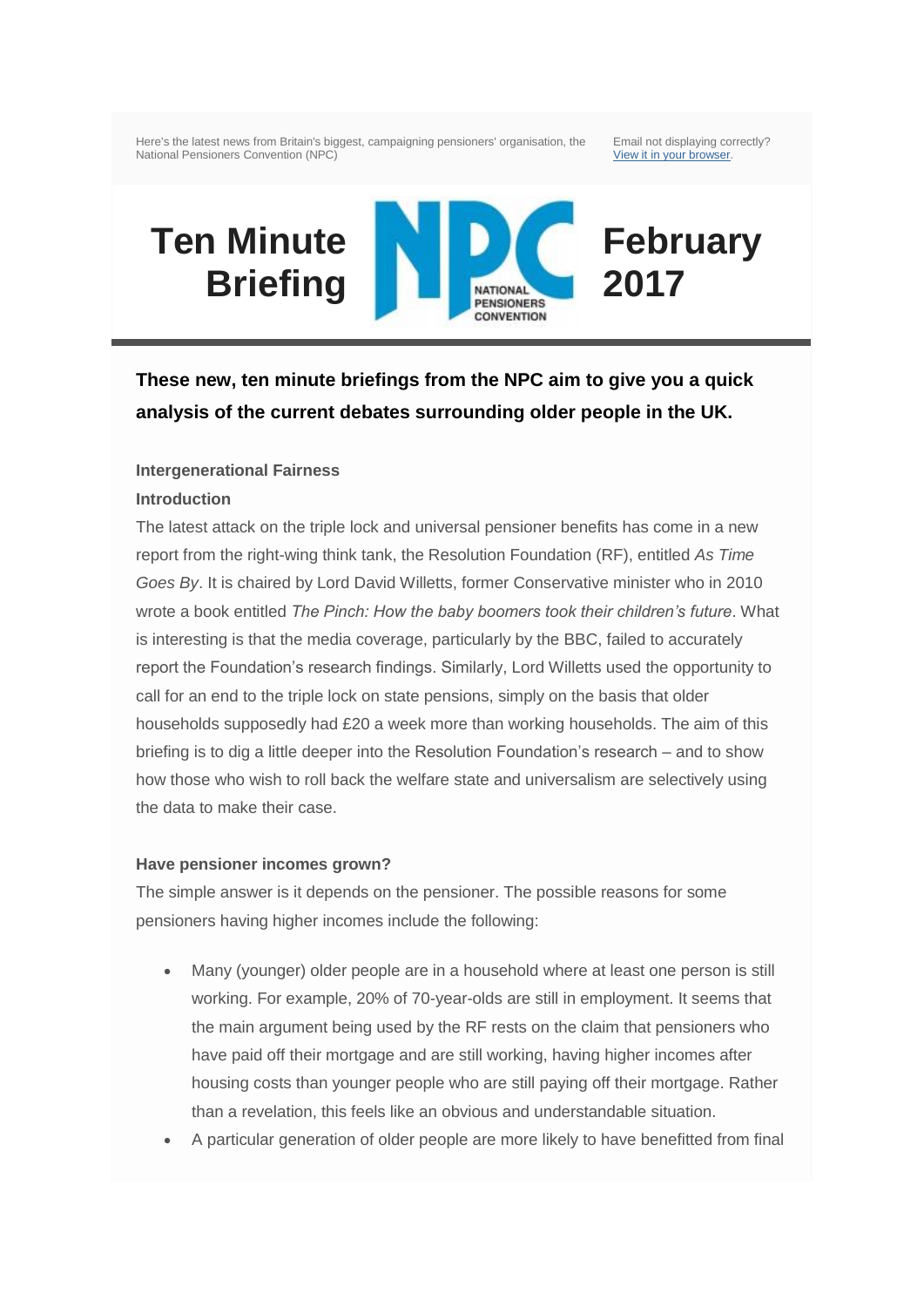Here's the latest news from Britain's biggest, campaigning pensioners' organisation, the National Pensioners Convention (NPC)

Email not displaying correctly? [View it in your browser](#).

# Ten Minute Briefing — NPC National Pensioners Convention — February 2017

**These new, ten minute briefings from the NPC aim to give you a quick analysis of the current debates surrounding older people in the UK.**

## Intergenerational Fairness

### Introduction

The latest attack on the triple lock and universal pensioner benefits has come in a new report from the right-wing think tank, the Resolution Foundation (RF), entitled *As Time Goes By*. It is chaired by Lord David Willetts, former Conservative minister who in 2010 wrote a book entitled *The Pinch: How the baby boomers took their children's future*. What is interesting is that the media coverage, particularly by the BBC, failed to accurately report the Foundation's research findings. Similarly, Lord Willetts used the opportunity to call for an end to the triple lock on state pensions, simply on the basis that older households supposedly had £20 a week more than working households. The aim of this briefing is to dig a little deeper into the Resolution Foundation's research – and to show how those who wish to roll back the welfare state and universalism are selectively using the data to make their case.

### Have pensioner incomes grown?

The simple answer is it depends on the pensioner. The possible reasons for some pensioners having higher incomes include the following:

- Many (younger) older people are in a household where at least one person is still working. For example, 20% of 70-year-olds are still in employment. It seems that the main argument being used by the RF rests on the claim that pensioners who have paid off their mortgage and are still working, having higher incomes after housing costs than younger people who are still paying off their mortgage. Rather than a revelation, this feels like an obvious and understandable situation.
- A particular generation of older people are more likely to have benefitted from final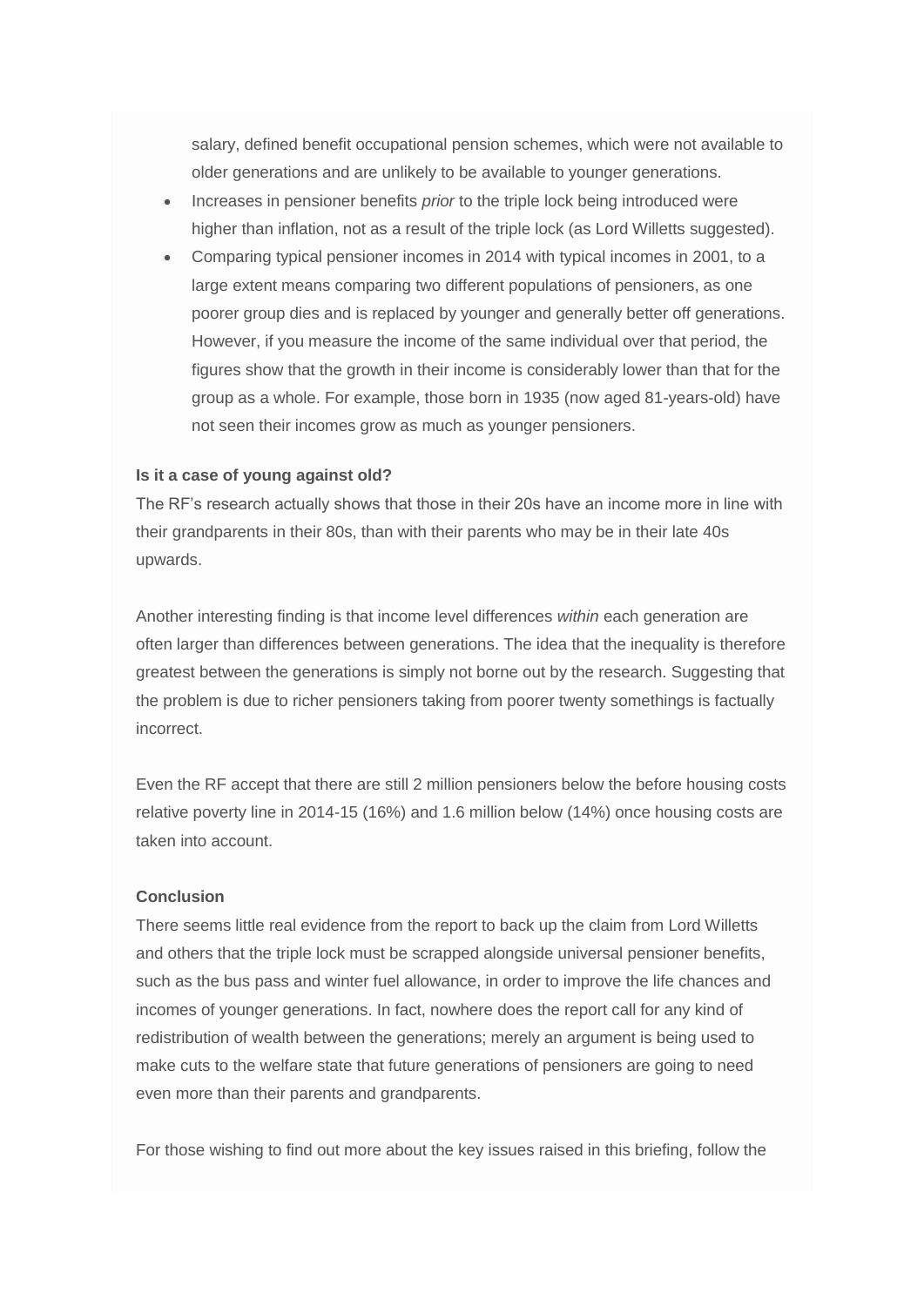salary, defined benefit occupational pension schemes, which were not available to older generations and are unlikely to be available to younger generations.

- Increases in pensioner benefits *prior* to the triple lock being introduced were higher than inflation, not as a result of the triple lock (as Lord Willetts suggested).
- Comparing typical pensioner incomes in 2014 with typical incomes in 2001, to a large extent means comparing two different populations of pensioners, as one poorer group dies and is replaced by younger and generally better off generations. However, if you measure the income of the same individual over that period, the figures show that the growth in their income is considerably lower than that for the group as a whole. For example, those born in 1935 (now aged 81-years-old) have not seen their incomes grow as much as younger pensioners.

**Is it a case of young against old?**

The RF's research actually shows that those in their 20s have an income more in line with their grandparents in their 80s, than with their parents who may be in their late 40s upwards.

Another interesting finding is that income level differences *within* each generation are often larger than differences between generations. The idea that the inequality is therefore greatest between the generations is simply not borne out by the research. Suggesting that the problem is due to richer pensioners taking from poorer twenty somethings is factually incorrect.

Even the RF accept that there are still 2 million pensioners below the before housing costs relative poverty line in 2014-15 (16%) and 1.6 million below (14%) once housing costs are taken into account.

**Conclusion**

There seems little real evidence from the report to back up the claim from Lord Willetts and others that the triple lock must be scrapped alongside universal pensioner benefits, such as the bus pass and winter fuel allowance, in order to improve the life chances and incomes of younger generations. In fact, nowhere does the report call for any kind of redistribution of wealth between the generations; merely an argument is being used to make cuts to the welfare state that future generations of pensioners are going to need even more than their parents and grandparents.

For those wishing to find out more about the key issues raised in this briefing, follow the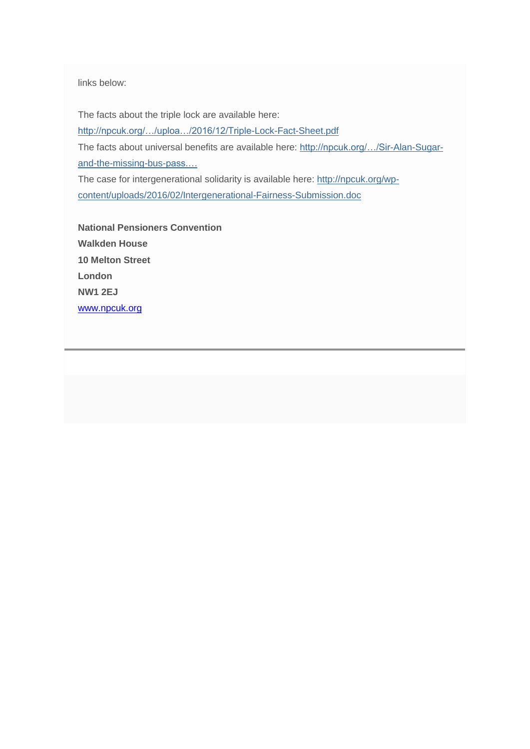links below:

The facts about the triple lock are available here:
http://npcuk.org/…/uploa…/2016/12/Triple-Lock-Fact-Sheet.pdf
The facts about universal benefits are available here: http://npcuk.org/…/Sir-Alan-Sugar-and-the-missing-bus-pass.…
The case for intergenerational solidarity is available here: http://npcuk.org/wp-content/uploads/2016/02/Intergenerational-Fairness-Submission.doc

**National Pensioners Convention**
**Walkden House**
**10 Melton Street**
**London**
**NW1 2EJ**
www.npcuk.org